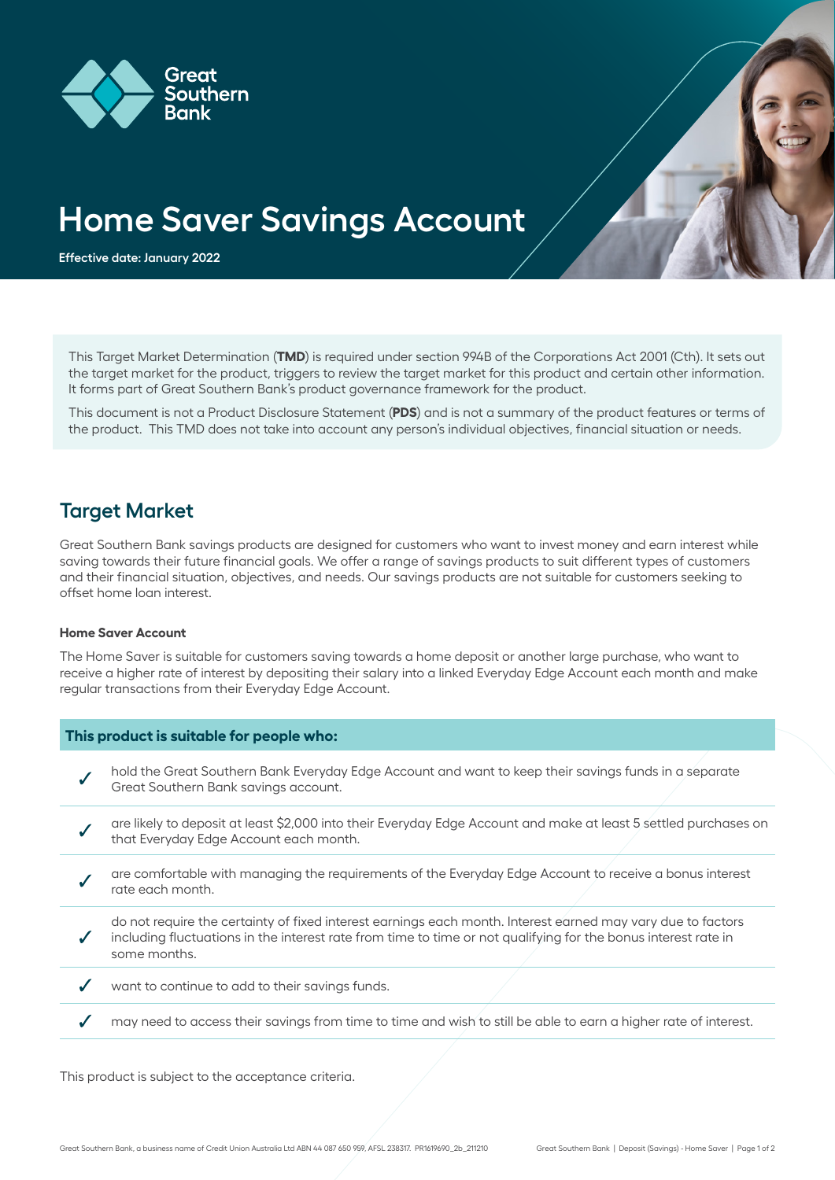Great Southern Bank

# Home Saver Savings Account

**Effective date: January 2022**

This Target Market Determination (**TMD**) is required under section 994B of the Corporations Act 2001 (Cth). It sets out the target market for the product, triggers to review the target market for this product and certain other information. It forms part of Great Southern Bank's product governance framework for the product.

This document is not a Product Disclosure Statement (**PDS**) and is not a summary of the product features or terms of the product. This TMD does not take into account any person's individual objectives, financial situation or needs.

## Target Market

Great Southern Bank savings products are designed for customers who want to invest money and earn interest while saving towards their future financial goals. We offer a range of savings products to suit different types of customers and their financial situation, objectives, and needs. Our savings products are not suitable for customers seeking to offset home loan interest.

### Home Saver Account

The Home Saver is suitable for customers saving towards a home deposit or another large purchase, who want to receive a higher rate of interest by depositing their salary into a linked Everyday Edge Account each month and make regular transactions from their Everyday Edge Account.

**This product is suitable for people who:**

- ✓ hold the Great Southern Bank Everyday Edge Account and want to keep their savings funds in a separate Great Southern Bank savings account.
- ✓ are likely to deposit at least $2,000 into their Everyday Edge Account and make at least 5 settled purchases on that Everyday Edge Account each month.
- ✓ are comfortable with managing the requirements of the Everyday Edge Account to receive a bonus interest rate each month.
- ✓ do not require the certainty of fixed interest earnings each month. Interest earned may vary due to factors including fluctuations in the interest rate from time to time or not qualifying for the bonus interest rate in some months.
- ✓ want to continue to add to their savings funds.
- ✓ may need to access their savings from time to time and wish to still be able to earn a higher rate of interest.

This product is subject to the acceptance criteria.

Great Southern Bank, a business name of Credit Union Australia Ltd ABN 44 087 650 959, AFSL 238317. PR1619690_2b_211210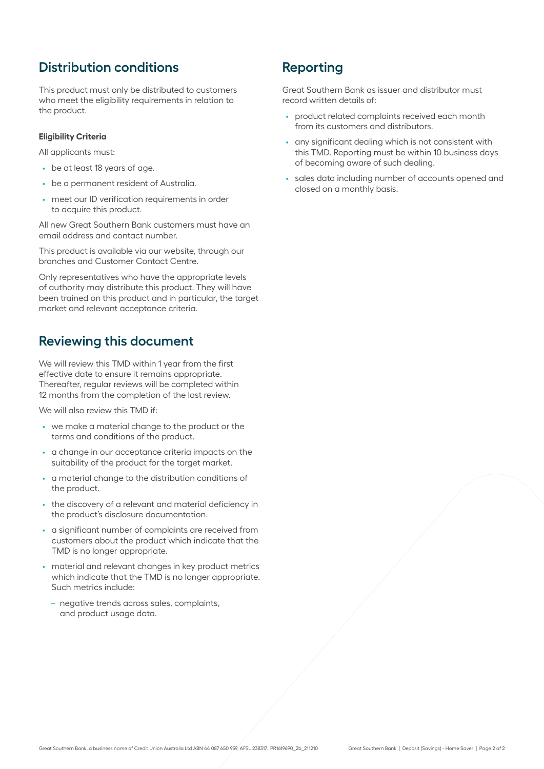## Distribution conditions

This product must only be distributed to customers who meet the eligibility requirements in relation to the product.

**Eligibility Criteria**

All applicants must:

- be at least 18 years of age.
- be a permanent resident of Australia.
- meet our ID verification requirements in order to acquire this product.

All new Great Southern Bank customers must have an email address and contact number.

This product is available via our website, through our branches and Customer Contact Centre.

Only representatives who have the appropriate levels of authority may distribute this product. They will have been trained on this product and in particular, the target market and relevant acceptance criteria.

## Reviewing this document

We will review this TMD within 1 year from the first effective date to ensure it remains appropriate. Thereafter, regular reviews will be completed within 12 months from the completion of the last review.

We will also review this TMD if:

- we make a material change to the product or the terms and conditions of the product.
- a change in our acceptance criteria impacts on the suitability of the product for the target market.
- a material change to the distribution conditions of the product.
- the discovery of a relevant and material deficiency in the product's disclosure documentation.
- a significant number of complaints are received from customers about the product which indicate that the TMD is no longer appropriate.
- material and relevant changes in key product metrics which indicate that the TMD is no longer appropriate. Such metrics include:
  - negative trends across sales, complaints, and product usage data.

## Reporting

Great Southern Bank as issuer and distributor must record written details of:

- product related complaints received each month from its customers and distributors.
- any significant dealing which is not consistent with this TMD. Reporting must be within 10 business days of becoming aware of such dealing.
- sales data including number of accounts opened and closed on a monthly basis.

Great Southern Bank, a business name of Credit Union Australia Ltd ABN 44 087 650 959, AFSL 238317. PR1619690_2b_211210